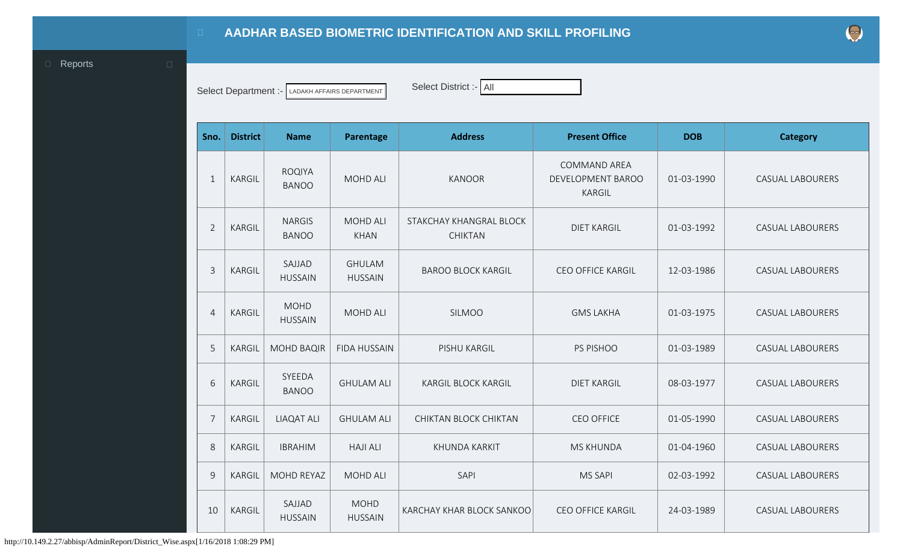# AADHAR BASED BIOMETRIC IDENTIFICATION AND SKILL PROFILING

Reports

Select Department :- LADAKH AFFAIRS DEPARTMENT

Select District :- All

| Sno. | District | Name | Parentage | Address | Present Office | DOB | Category |
|---|---|---|---|---|---|---|---|
| 1 | KARGIL | ROQIYA BANOO | MOHD ALI | KANOOR | COMMAND AREA DEVELOPMENT BAROO KARGIL | 01-03-1990 | CASUAL LABOURERS |
| 2 | KARGIL | NARGIS BANOO | MOHD ALI KHAN | STAKCHAY KHANGRAL BLOCK CHIKTAN | DIET KARGIL | 01-03-1992 | CASUAL LABOURERS |
| 3 | KARGIL | SAJJAD HUSSAIN | GHULAM HUSSAIN | BAROO BLOCK KARGIL | CEO OFFICE KARGIL | 12-03-1986 | CASUAL LABOURERS |
| 4 | KARGIL | MOHD HUSSAIN | MOHD ALI | SILMOO | GMS LAKHA | 01-03-1975 | CASUAL LABOURERS |
| 5 | KARGIL | MOHD BAQIR | FIDA HUSSAIN | PISHU KARGIL | PS PISHOO | 01-03-1989 | CASUAL LABOURERS |
| 6 | KARGIL | SYEEDA BANOO | GHULAM ALI | KARGIL BLOCK KARGIL | DIET KARGIL | 08-03-1977 | CASUAL LABOURERS |
| 7 | KARGIL | LIAQAT ALI | GHULAM ALI | CHIKTAN BLOCK CHIKTAN | CEO OFFICE | 01-05-1990 | CASUAL LABOURERS |
| 8 | KARGIL | IBRAHIM | HAJI ALI | KHUNDA KARKIT | MS KHUNDA | 01-04-1960 | CASUAL LABOURERS |
| 9 | KARGIL | MOHD REYAZ | MOHD ALI | SAPI | MS SAPI | 02-03-1992 | CASUAL LABOURERS |
| 10 | KARGIL | SAJJAD HUSSAIN | MOHD HUSSAIN | KARCHAY KHAR BLOCK SANKOO | CEO OFFICE KARGIL | 24-03-1989 | CASUAL LABOURERS |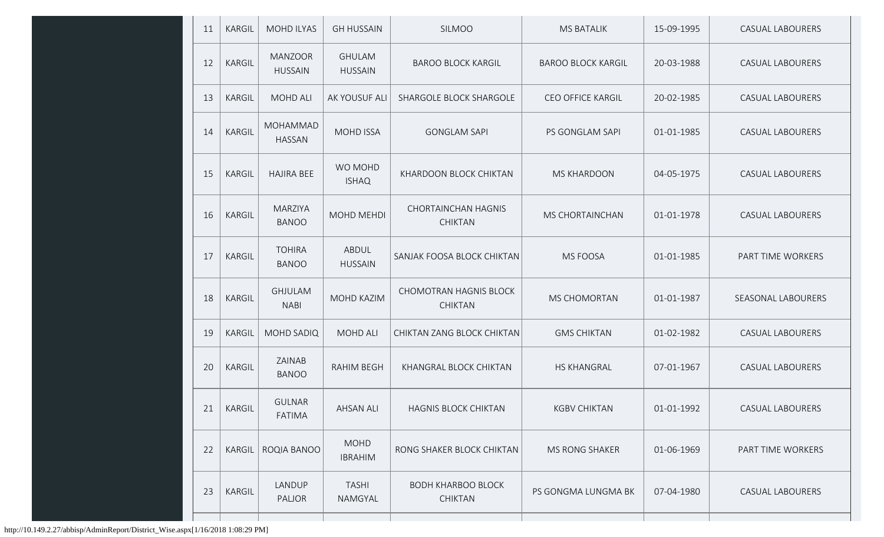| 11 | KARGIL | MOHD ILYAS | GH HUSSAIN | SILMOO | MS BATALIK | 15-09-1995 | CASUAL LABOURERS |
|---|---|---|---|---|---|---|---|
| 12 | KARGIL | MANZOOR HUSSAIN | GHULAM HUSSAIN | BAROO BLOCK KARGIL | BAROO BLOCK KARGIL | 20-03-1988 | CASUAL LABOURERS |
| 13 | KARGIL | MOHD ALI | AK YOUSUF ALI | SHARGOLE BLOCK SHARGOLE | CEO OFFICE KARGIL | 20-02-1985 | CASUAL LABOURERS |
| 14 | KARGIL | MOHAMMAD HASSAN | MOHD ISSA | GONGLAM SAPI | PS GONGLAM SAPI | 01-01-1985 | CASUAL LABOURERS |
| 15 | KARGIL | HAJIRA BEE | WO MOHD ISHAQ | KHARDOON BLOCK CHIKTAN | MS KHARDOON | 04-05-1975 | CASUAL LABOURERS |
| 16 | KARGIL | MARZIYA BANOO | MOHD MEHDI | CHORTAINCHAN HAGNIS CHIKTAN | MS CHORTAINCHAN | 01-01-1978 | CASUAL LABOURERS |
| 17 | KARGIL | TOHIRA BANOO | ABDUL HUSSAIN | SANJAK FOOSA BLOCK CHIKTAN | MS FOOSA | 01-01-1985 | PART TIME WORKERS |
| 18 | KARGIL | GHJULAM NABI | MOHD KAZIM | CHOMOTRAN HAGNIS BLOCK CHIKTAN | MS CHOMORTAN | 01-01-1987 | SEASONAL LABOURERS |
| 19 | KARGIL | MOHD SADIQ | MOHD ALI | CHIKTAN ZANG BLOCK CHIKTAN | GMS CHIKTAN | 01-02-1982 | CASUAL LABOURERS |
| 20 | KARGIL | ZAINAB BANOO | RAHIM BEGH | KHANGRAL BLOCK CHIKTAN | HS KHANGRAL | 07-01-1967 | CASUAL LABOURERS |
| 21 | KARGIL | GULNAR FATIMA | AHSAN ALI | HAGNIS BLOCK CHIKTAN | KGBV CHIKTAN | 01-01-1992 | CASUAL LABOURERS |
| 22 | KARGIL | ROQIA BANOO | MOHD IBRAHIM | RONG SHAKER BLOCK CHIKTAN | MS RONG SHAKER | 01-06-1969 | PART TIME WORKERS |
| 23 | KARGIL | LANDUP PALJOR | TASHI NAMGYAL | BODH KHARBOO BLOCK CHIKTAN | PS GONGMA LUNGMA BK | 07-04-1980 | CASUAL LABOURERS |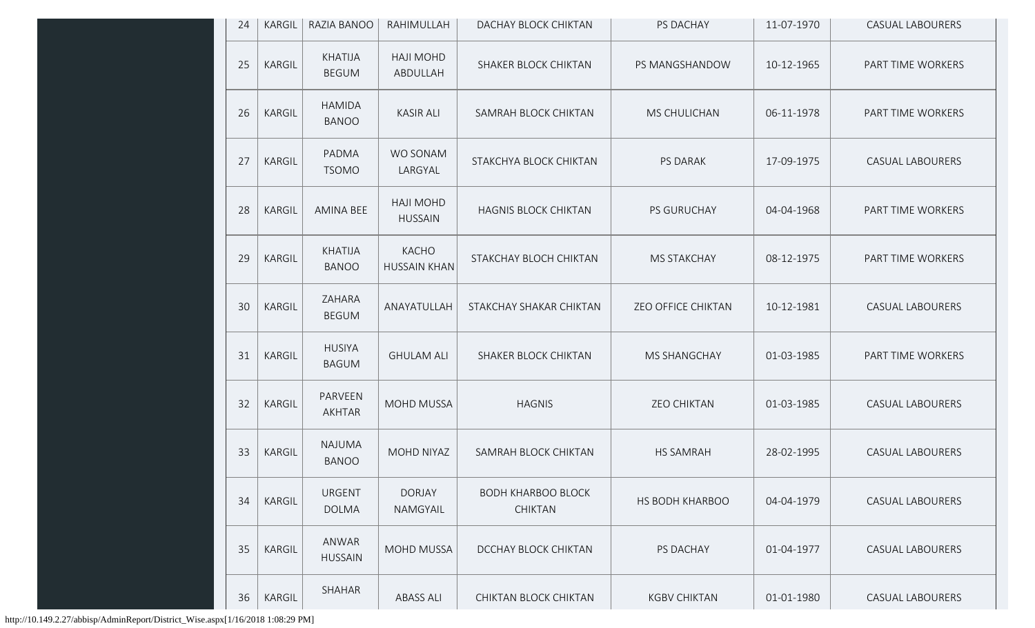| 24 | KARGIL | RAZIA BANOO | RAHIMULLAH | DACHAY BLOCK CHIKTAN | PS DACHAY | 11-07-1970 | CASUAL LABOURERS |
|---|---|---|---|---|---|---|---|
| 25 | KARGIL | KHATIJA BEGUM | HAJI MOHD ABDULLAH | SHAKER BLOCK CHIKTAN | PS MANGSHANDOW | 10-12-1965 | PART TIME WORKERS |
| 26 | KARGIL | HAMIDA BANOO | KASIR ALI | SAMRAH BLOCK CHIKTAN | MS CHULICHAN | 06-11-1978 | PART TIME WORKERS |
| 27 | KARGIL | PADMA TSOMO | WO SONAM LARGYAL | STAKCHYA BLOCK CHIKTAN | PS DARAK | 17-09-1975 | CASUAL LABOURERS |
| 28 | KARGIL | AMINA BEE | HAJI MOHD HUSSAIN | HAGNIS BLOCK CHIKTAN | PS GURUCHAY | 04-04-1968 | PART TIME WORKERS |
| 29 | KARGIL | KHATIJA BANOO | KACHO HUSSAIN KHAN | STAKCHAY BLOCH CHIKTAN | MS STAKCHAY | 08-12-1975 | PART TIME WORKERS |
| 30 | KARGIL | ZAHARA BEGUM | ANAYATULLAH | STAKCHAY SHAKAR CHIKTAN | ZEO OFFICE CHIKTAN | 10-12-1981 | CASUAL LABOURERS |
| 31 | KARGIL | HUSIYA BAGUM | GHULAM ALI | SHAKER BLOCK CHIKTAN | MS SHANGCHAY | 01-03-1985 | PART TIME WORKERS |
| 32 | KARGIL | PARVEEN AKHTAR | MOHD MUSSA | HAGNIS | ZEO CHIKTAN | 01-03-1985 | CASUAL LABOURERS |
| 33 | KARGIL | NAJUMA BANOO | MOHD NIYAZ | SAMRAH BLOCK CHIKTAN | HS SAMRAH | 28-02-1995 | CASUAL LABOURERS |
| 34 | KARGIL | URGENT DOLMA | DORJAY NAMGYAIL | BODH KHARBOO BLOCK CHIKTAN | HS BODH KHARBOO | 04-04-1979 | CASUAL LABOURERS |
| 35 | KARGIL | ANWAR HUSSAIN | MOHD MUSSA | DCCHAY BLOCK CHIKTAN | PS DACHAY | 01-04-1977 | CASUAL LABOURERS |
| 36 | KARGIL | SHAHAR | ABASS ALI | CHIKTAN BLOCK CHIKTAN | KGBV CHIKTAN | 01-01-1980 | CASUAL LABOURERS |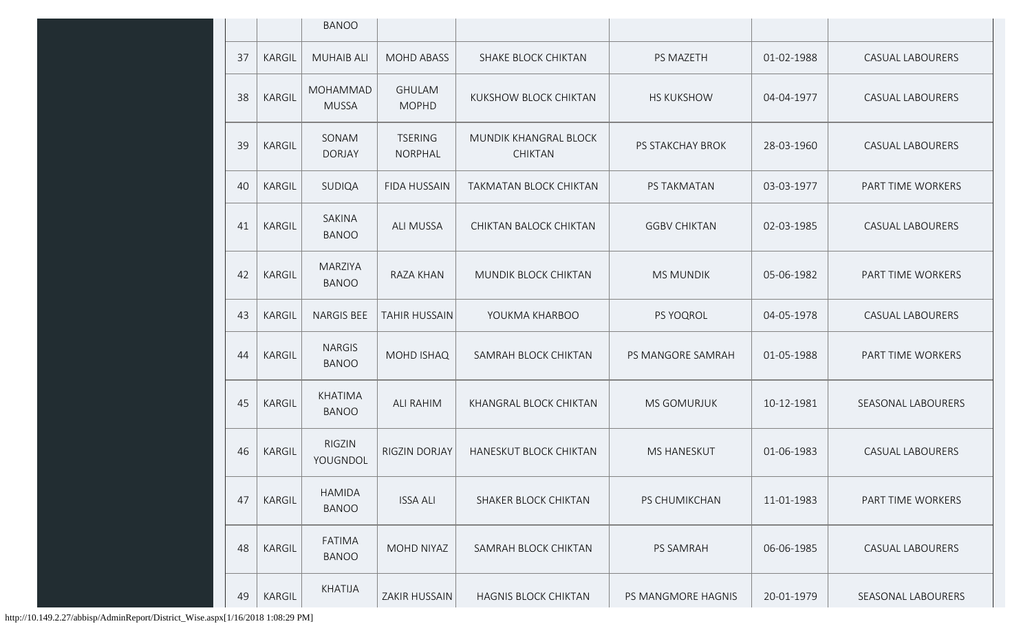| | | BANOO | | | | | |
|---|---|---|---|---|---|---|---|
| 37 | KARGIL | MUHAIB ALI | MOHD ABASS | SHAKE BLOCK CHIKTAN | PS MAZETH | 01-02-1988 | CASUAL LABOURERS |
| 38 | KARGIL | MOHAMMAD MUSSA | GHULAM MOPHD | KUKSHOW BLOCK CHIKTAN | HS KUKSHOW | 04-04-1977 | CASUAL LABOURERS |
| 39 | KARGIL | SONAM DORJAY | TSERING NORPHAL | MUNDIK KHANGRAL BLOCK CHIKTAN | PS STAKCHAY BROK | 28-03-1960 | CASUAL LABOURERS |
| 40 | KARGIL | SUDIQA | FIDA HUSSAIN | TAKMATAN BLOCK CHIKTAN | PS TAKMATAN | 03-03-1977 | PART TIME WORKERS |
| 41 | KARGIL | SAKINA BANOO | ALI MUSSA | CHIKTAN BALOCK CHIKTAN | GGBV CHIKTAN | 02-03-1985 | CASUAL LABOURERS |
| 42 | KARGIL | MARZIYA BANOO | RAZA KHAN | MUNDIK BLOCK CHIKTAN | MS MUNDIK | 05-06-1982 | PART TIME WORKERS |
| 43 | KARGIL | NARGIS BEE | TAHIR HUSSAIN | YOUKMA KHARBOO | PS YOQROL | 04-05-1978 | CASUAL LABOURERS |
| 44 | KARGIL | NARGIS BANOO | MOHD ISHAQ | SAMRAH BLOCK CHIKTAN | PS MANGORE SAMRAH | 01-05-1988 | PART TIME WORKERS |
| 45 | KARGIL | KHATIMA BANOO | ALI RAHIM | KHANGRAL BLOCK CHIKTAN | MS GOMURJUK | 10-12-1981 | SEASONAL LABOURERS |
| 46 | KARGIL | RIGZIN YOUGNDOL | RIGZIN DORJAY | HANESKUT BLOCK CHIKTAN | MS HANESKUT | 01-06-1983 | CASUAL LABOURERS |
| 47 | KARGIL | HAMIDA BANOO | ISSA ALI | SHAKER BLOCK CHIKTAN | PS CHUMIKCHAN | 11-01-1983 | PART TIME WORKERS |
| 48 | KARGIL | FATIMA BANOO | MOHD NIYAZ | SAMRAH BLOCK CHIKTAN | PS SAMRAH | 06-06-1985 | CASUAL LABOURERS |
| 49 | KARGIL | KHATIJA | ZAKIR HUSSAIN | HAGNIS BLOCK CHIKTAN | PS MANGMORE HAGNIS | 20-01-1979 | SEASONAL LABOURERS |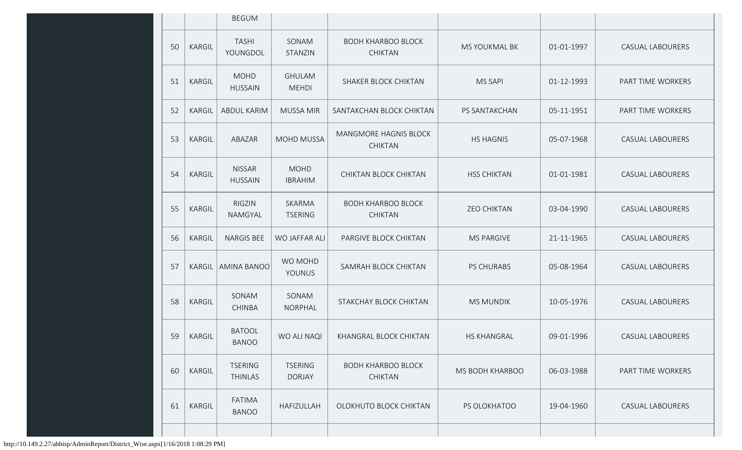| | | BEGUM | | | | | |
|---|---|---|---|---|---|---|---|
| 50 | KARGIL | TASHI YOUNGDOL | SONAM STANZIN | BODH KHARBOO BLOCK CHIKTAN | MS YOUKMAL BK | 01-01-1997 | CASUAL LABOURERS |
| 51 | KARGIL | MOHD HUSSAIN | GHULAM MEHDI | SHAKER BLOCK CHIKTAN | MS SAPI | 01-12-1993 | PART TIME WORKERS |
| 52 | KARGIL | ABDUL KARIM | MUSSA MIR | SANTAKCHAN BLOCK CHIKTAN | PS SANTAKCHAN | 05-11-1951 | PART TIME WORKERS |
| 53 | KARGIL | ABAZAR | MOHD MUSSA | MANGMORE HAGNIS BLOCK CHIKTAN | HS HAGNIS | 05-07-1968 | CASUAL LABOURERS |
| 54 | KARGIL | NISSAR HUSSAIN | MOHD IBRAHIM | CHIKTAN BLOCK CHIKTAN | HSS CHIKTAN | 01-01-1981 | CASUAL LABOURERS |
| 55 | KARGIL | RIGZIN NAMGYAL | SKARMA TSERING | BODH KHARBOO BLOCK CHIKTAN | ZEO CHIKTAN | 03-04-1990 | CASUAL LABOURERS |
| 56 | KARGIL | NARGIS BEE | WO JAFFAR ALI | PARGIVE BLOCK CHIKTAN | MS PARGIVE | 21-11-1965 | CASUAL LABOURERS |
| 57 | KARGIL | AMINA BANOO | WO MOHD YOUNUS | SAMRAH BLOCK CHIKTAN | PS CHURABS | 05-08-1964 | CASUAL LABOURERS |
| 58 | KARGIL | SONAM CHINBA | SONAM NORPHAL | STAKCHAY BLOCK CHIKTAN | MS MUNDIK | 10-05-1976 | CASUAL LABOURERS |
| 59 | KARGIL | BATOOL BANOO | WO ALI NAQI | KHANGRAL BLOCK CHIKTAN | HS KHANGRAL | 09-01-1996 | CASUAL LABOURERS |
| 60 | KARGIL | TSERING THINLAS | TSERING DORJAY | BODH KHARBOO BLOCK CHIKTAN | MS BODH KHARBOO | 06-03-1988 | PART TIME WORKERS |
| 61 | KARGIL | FATIMA BANOO | HAFIZULLAH | OLOKHUTO BLOCK CHIKTAN | PS OLOKHATOO | 19-04-1960 | CASUAL LABOURERS |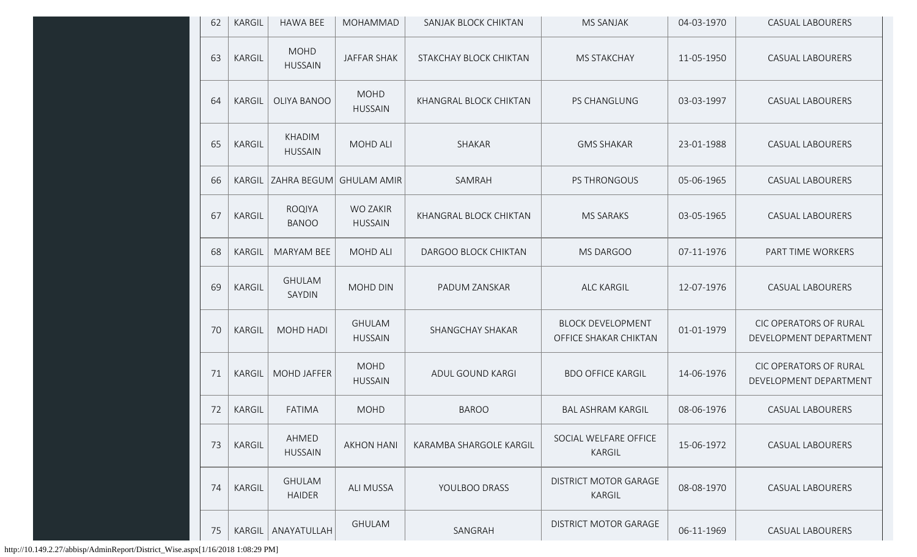| | | | | | | | |
|---|---|---|---|---|---|---|---|
| 62 | KARGIL | HAWA BEE | MOHAMMAD | SANJAK BLOCK CHIKTAN | MS SANJAK | 04-03-1970 | CASUAL LABOURERS |
| 63 | KARGIL | MOHD HUSSAIN | JAFFAR SHAK | STAKCHAY BLOCK CHIKTAN | MS STAKCHAY | 11-05-1950 | CASUAL LABOURERS |
| 64 | KARGIL | OLIYA BANOO | MOHD HUSSAIN | KHANGRAL BLOCK CHIKTAN | PS CHANGLUNG | 03-03-1997 | CASUAL LABOURERS |
| 65 | KARGIL | KHADIM HUSSAIN | MOHD ALI | SHAKAR | GMS SHAKAR | 23-01-1988 | CASUAL LABOURERS |
| 66 | KARGIL | ZAHRA BEGUM | GHULAM AMIR | SAMRAH | PS THRONGOUS | 05-06-1965 | CASUAL LABOURERS |
| 67 | KARGIL | ROQIYA BANOO | WO ZAKIR HUSSAIN | KHANGRAL BLOCK CHIKTAN | MS SARAKS | 03-05-1965 | CASUAL LABOURERS |
| 68 | KARGIL | MARYAM BEE | MOHD ALI | DARGOO BLOCK CHIKTAN | MS DARGOO | 07-11-1976 | PART TIME WORKERS |
| 69 | KARGIL | GHULAM SAYDIN | MOHD DIN | PADUM ZANSKAR | ALC KARGIL | 12-07-1976 | CASUAL LABOURERS |
| 70 | KARGIL | MOHD HADI | GHULAM HUSSAIN | SHANGCHAY SHAKAR | BLOCK DEVELOPMENT OFFICE SHAKAR CHIKTAN | 01-01-1979 | CIC OPERATORS OF RURAL DEVELOPMENT DEPARTMENT |
| 71 | KARGIL | MOHD JAFFER | MOHD HUSSAIN | ADUL GOUND KARGI | BDO OFFICE KARGIL | 14-06-1976 | CIC OPERATORS OF RURAL DEVELOPMENT DEPARTMENT |
| 72 | KARGIL | FATIMA | MOHD | BAROO | BAL ASHRAM KARGIL | 08-06-1976 | CASUAL LABOURERS |
| 73 | KARGIL | AHMED HUSSAIN | AKHON HANI | KARAMBA SHARGOLE KARGIL | SOCIAL WELFARE OFFICE KARGIL | 15-06-1972 | CASUAL LABOURERS |
| 74 | KARGIL | GHULAM HAIDER | ALI MUSSA | YOULBOO DRASS | DISTRICT MOTOR GARAGE KARGIL | 08-08-1970 | CASUAL LABOURERS |
| 75 | KARGIL | ANAYATULLAH | GHULAM | SANGRAH | DISTRICT MOTOR GARAGE | 06-11-1969 | CASUAL LABOURERS |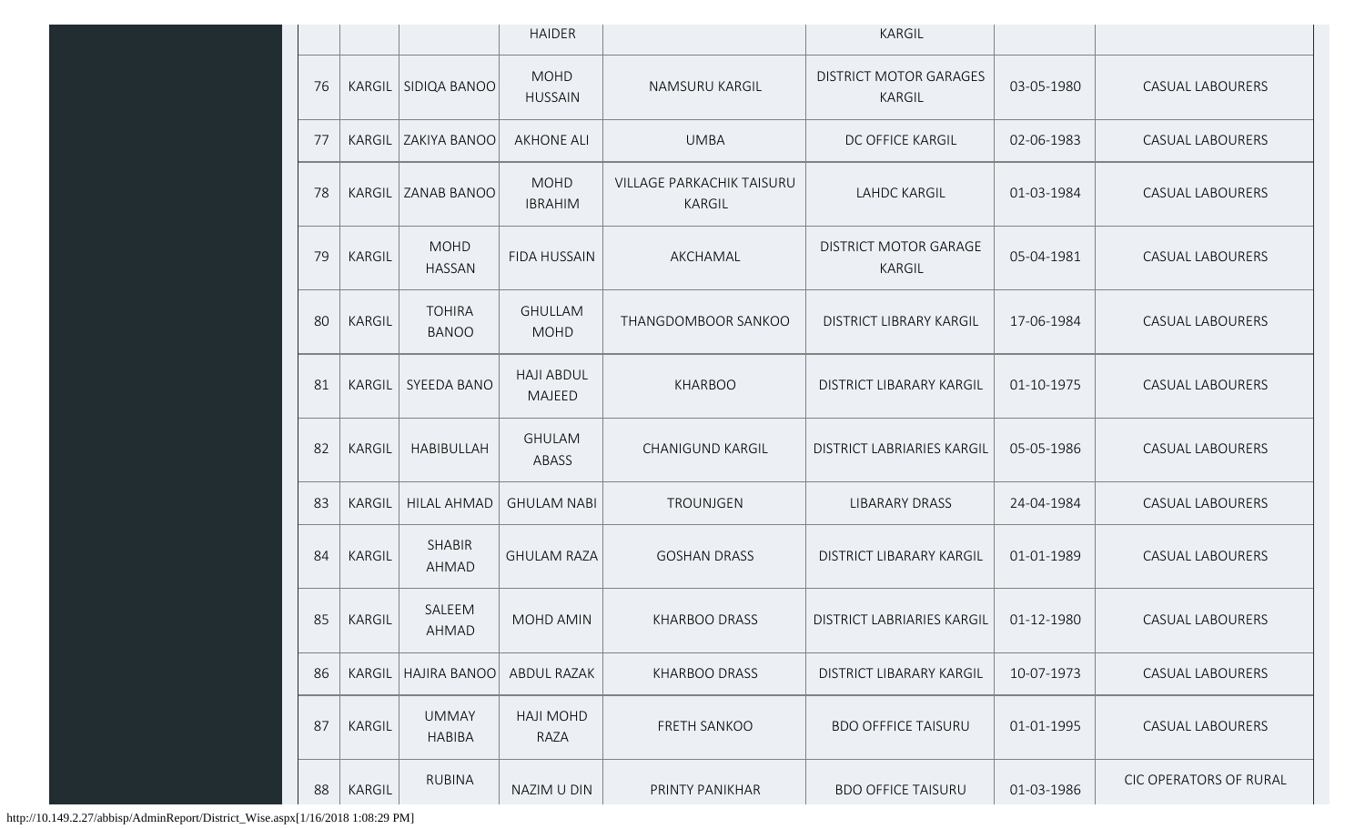|  |  |  | HAIDER |  | KARGIL |  |  |
|---|---|---|---|---|---|---|---|
| 76 | KARGIL | SIDIQA BANOO | MOHD HUSSAIN | NAMSURU KARGIL | DISTRICT MOTOR GARAGES KARGIL | 03-05-1980 | CASUAL LABOURERS |
| 77 | KARGIL | ZAKIYA BANOO | AKHONE ALI | UMBA | DC OFFICE KARGIL | 02-06-1983 | CASUAL LABOURERS |
| 78 | KARGIL | ZANAB BANOO | MOHD IBRAHIM | VILLAGE PARKACHIK TAISURU KARGIL | LAHDC KARGIL | 01-03-1984 | CASUAL LABOURERS |
| 79 | KARGIL | MOHD HASSAN | FIDA HUSSAIN | AKCHAMAL | DISTRICT MOTOR GARAGE KARGIL | 05-04-1981 | CASUAL LABOURERS |
| 80 | KARGIL | TOHIRA BANOO | GHULLAM MOHD | THANGDOMBOOR SANKOO | DISTRICT LIBRARY KARGIL | 17-06-1984 | CASUAL LABOURERS |
| 81 | KARGIL | SYEEDA BANO | HAJI ABDUL MAJEED | KHARBOO | DISTRICT LIBARARY KARGIL | 01-10-1975 | CASUAL LABOURERS |
| 82 | KARGIL | HABIBULLAH | GHULAM ABASS | CHANIGUND KARGIL | DISTRICT LABRIARIES KARGIL | 05-05-1986 | CASUAL LABOURERS |
| 83 | KARGIL | HILAL AHMAD | GHULAM NABI | TROUNJGEN | LIBARARY DRASS | 24-04-1984 | CASUAL LABOURERS |
| 84 | KARGIL | SHABIR AHMAD | GHULAM RAZA | GOSHAN DRASS | DISTRICT LIBARARY KARGIL | 01-01-1989 | CASUAL LABOURERS |
| 85 | KARGIL | SALEEM AHMAD | MOHD AMIN | KHARBOO DRASS | DISTRICT LABRIARIES KARGIL | 01-12-1980 | CASUAL LABOURERS |
| 86 | KARGIL | HAJIRA BANOO | ABDUL RAZAK | KHARBOO DRASS | DISTRICT LIBARARY KARGIL | 10-07-1973 | CASUAL LABOURERS |
| 87 | KARGIL | UMMAY HABIBA | HAJI MOHD RAZA | FRETH SANKOO | BDO OFFFICE TAISURU | 01-01-1995 | CASUAL LABOURERS |
| 88 | KARGIL | RUBINA | NAZIM U DIN | PRINTY PANIKHAR | BDO OFFICE TAISURU | 01-03-1986 | CIC OPERATORS OF RURAL |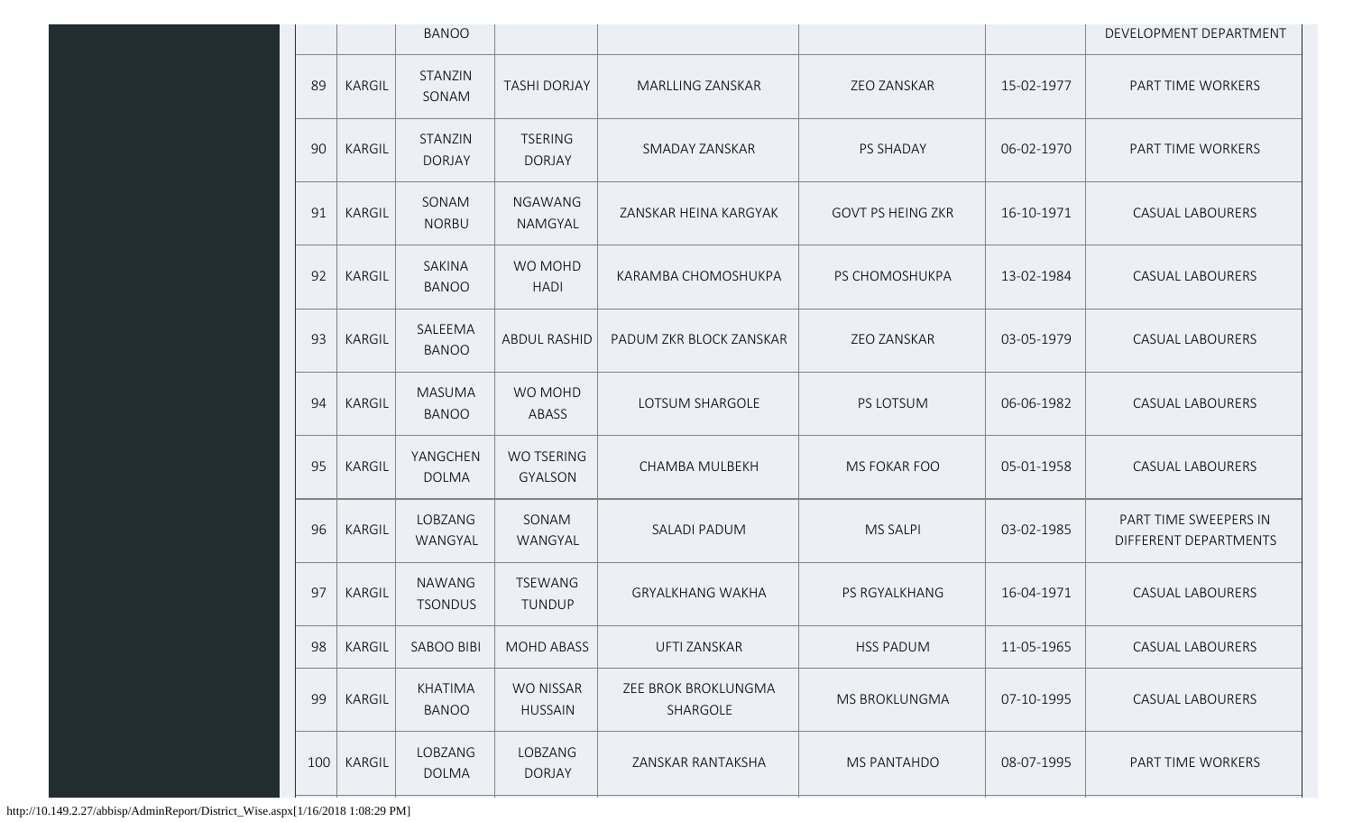| | | BANOO | | | | | DEVELOPMENT DEPARTMENT |
|---|---|---|---|---|---|---|---|
| 89 | KARGIL | STANZIN SONAM | TASHI DORJAY | MARLLING ZANSKAR | ZEO ZANSKAR | 15-02-1977 | PART TIME WORKERS |
| 90 | KARGIL | STANZIN DORJAY | TSERING DORJAY | SMADAY ZANSKAR | PS SHADAY | 06-02-1970 | PART TIME WORKERS |
| 91 | KARGIL | SONAM NORBU | NGAWANG NAMGYAL | ZANSKAR HEINA KARGYAK | GOVT PS HEING ZKR | 16-10-1971 | CASUAL LABOURERS |
| 92 | KARGIL | SAKINA BANOO | WO MOHD HADI | KARAMBA CHOMOSHUKPA | PS CHOMOSHUKPA | 13-02-1984 | CASUAL LABOURERS |
| 93 | KARGIL | SALEEMA BANOO | ABDUL RASHID | PADUM ZKR BLOCK ZANSKAR | ZEO ZANSKAR | 03-05-1979 | CASUAL LABOURERS |
| 94 | KARGIL | MASUMA BANOO | WO MOHD ABASS | LOTSUM SHARGOLE | PS LOTSUM | 06-06-1982 | CASUAL LABOURERS |
| 95 | KARGIL | YANGCHEN DOLMA | WO TSERING GYALSON | CHAMBA MULBEKH | MS FOKAR FOO | 05-01-1958 | CASUAL LABOURERS |
| 96 | KARGIL | LOBZANG WANGYAL | SONAM WANGYAL | SALADI PADUM | MS SALPI | 03-02-1985 | PART TIME SWEEPERS IN DIFFERENT DEPARTMENTS |
| 97 | KARGIL | NAWANG TSONDUS | TSEWANG TUNDUP | GRYALKHANG WAKHA | PS RGYALKHANG | 16-04-1971 | CASUAL LABOURERS |
| 98 | KARGIL | SABOO BIBI | MOHD ABASS | UFTI ZANSKAR | HSS PADUM | 11-05-1965 | CASUAL LABOURERS |
| 99 | KARGIL | KHATIMA BANOO | WO NISSAR HUSSAIN | ZEE BROK BROKLUNGMA SHARGOLE | MS BROKLUNGMA | 07-10-1995 | CASUAL LABOURERS |
| 100 | KARGIL | LOBZANG DOLMA | LOBZANG DORJAY | ZANSKAR RANTAKSHA | MS PANTAHDO | 08-07-1995 | PART TIME WORKERS |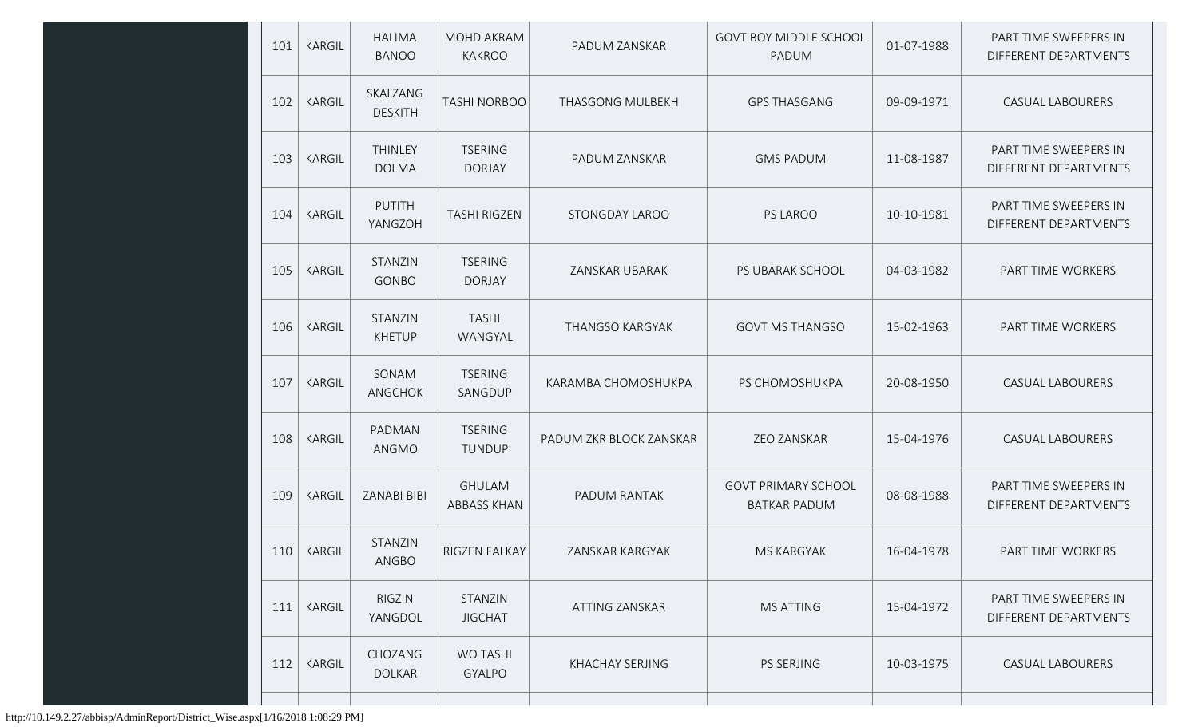| 101 | KARGIL | HALIMA BANOO | MOHD AKRAM KAKROO | PADUM ZANSKAR | GOVT BOY MIDDLE SCHOOL PADUM | 01-07-1988 | PART TIME SWEEPERS IN DIFFERENT DEPARTMENTS |
|---|---|---|---|---|---|---|---|
| 102 | KARGIL | SKALZANG DESKITH | TASHI NORBOO | THASGONG MULBEKH | GPS THASGANG | 09-09-1971 | CASUAL LABOURERS |
| 103 | KARGIL | THINLEY DOLMA | TSERING DORJAY | PADUM ZANSKAR | GMS PADUM | 11-08-1987 | PART TIME SWEEPERS IN DIFFERENT DEPARTMENTS |
| 104 | KARGIL | PUTITH YANGZOH | TASHI RIGZEN | STONGDAY LAROO | PS LAROO | 10-10-1981 | PART TIME SWEEPERS IN DIFFERENT DEPARTMENTS |
| 105 | KARGIL | STANZIN GONBO | TSERING DORJAY | ZANSKAR UBARAK | PS UBARAK SCHOOL | 04-03-1982 | PART TIME WORKERS |
| 106 | KARGIL | STANZIN KHETUP | TASHI WANGYAL | THANGSO KARGYAK | GOVT MS THANGSO | 15-02-1963 | PART TIME WORKERS |
| 107 | KARGIL | SONAM ANGCHOK | TSERING SANGDUP | KARAMBA CHOMOSHUKPA | PS CHOMOSHUKPA | 20-08-1950 | CASUAL LABOURERS |
| 108 | KARGIL | PADMAN ANGMO | TSERING TUNDUP | PADUM ZKR BLOCK ZANSKAR | ZEO ZANSKAR | 15-04-1976 | CASUAL LABOURERS |
| 109 | KARGIL | ZANABI BIBI | GHULAM ABBASS KHAN | PADUM RANTAK | GOVT PRIMARY SCHOOL BATKAR PADUM | 08-08-1988 | PART TIME SWEEPERS IN DIFFERENT DEPARTMENTS |
| 110 | KARGIL | STANZIN ANGBO | RIGZEN FALKAY | ZANSKAR KARGYAK | MS KARGYAK | 16-04-1978 | PART TIME WORKERS |
| 111 | KARGIL | RIGZIN YANGDOL | STANZIN JIGCHAT | ATTING ZANSKAR | MS ATTING | 15-04-1972 | PART TIME SWEEPERS IN DIFFERENT DEPARTMENTS |
| 112 | KARGIL | CHOZANG DOLKAR | WO TASHI GYALPO | KHACHAY SERJING | PS SERJING | 10-03-1975 | CASUAL LABOURERS |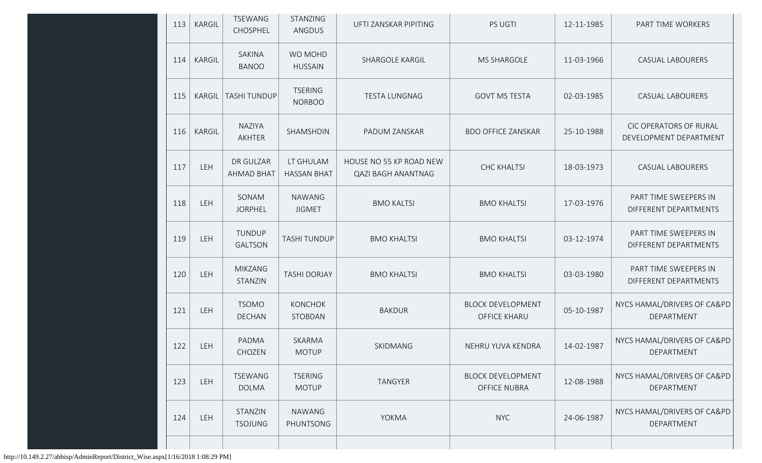| 113 | KARGIL | TSEWANG CHOSPHEL | STANZING ANGDUS | UFTI ZANSKAR PIPITING | PS UGTI | 12-11-1985 | PART TIME WORKERS |
|---|---|---|---|---|---|---|---|
| 114 | KARGIL | SAKINA BANOO | WO MOHD HUSSAIN | SHARGOLE KARGIL | MS SHARGOLE | 11-03-1966 | CASUAL LABOURERS |
| 115 | KARGIL | TASHI TUNDUP | TSERING NORBOO | TESTA LUNGNAG | GOVT MS TESTA | 02-03-1985 | CASUAL LABOURERS |
| 116 | KARGIL | NAZIYA AKHTER | SHAMSHDIN | PADUM ZANSKAR | BDO OFFICE ZANSKAR | 25-10-1988 | CIC OPERATORS OF RURAL DEVELOPMENT DEPARTMENT |
| 117 | LEH | DR GULZAR AHMAD BHAT | LT GHULAM HASSAN BHAT | HOUSE NO 55 KP ROAD NEW QAZI BAGH ANANTNAG | CHC KHALTSI | 18-03-1973 | CASUAL LABOURERS |
| 118 | LEH | SONAM JORPHEL | NAWANG JIGMET | BMO KALTSI | BMO KHALTSI | 17-03-1976 | PART TIME SWEEPERS IN DIFFERENT DEPARTMENTS |
| 119 | LEH | TUNDUP GALTSON | TASHI TUNDUP | BMO KHALTSI | BMO KHALTSI | 03-12-1974 | PART TIME SWEEPERS IN DIFFERENT DEPARTMENTS |
| 120 | LEH | MIKZANG STANZIN | TASHI DORJAY | BMO KHALTSI | BMO KHALTSI | 03-03-1980 | PART TIME SWEEPERS IN DIFFERENT DEPARTMENTS |
| 121 | LEH | TSOMO DECHAN | KONCHOK STOBDAN | BAKDUR | BLOCK DEVELOPMENT OFFICE KHARU | 05-10-1987 | NYCS HAMAL/DRIVERS OF CA&PD DEPARTMENT |
| 122 | LEH | PADMA CHOZEN | SKARMA MOTUP | SKIDMANG | NEHRU YUVA KENDRA | 14-02-1987 | NYCS HAMAL/DRIVERS OF CA&PD DEPARTMENT |
| 123 | LEH | TSEWANG DOLMA | TSERING MOTUP | TANGYER | BLOCK DEVELOPMENT OFFICE NUBRA | 12-08-1988 | NYCS HAMAL/DRIVERS OF CA&PD DEPARTMENT |
| 124 | LEH | STANZIN TSOJUNG | NAWANG PHUNTSONG | YOKMA | NYC | 24-06-1987 | NYCS HAMAL/DRIVERS OF CA&PD DEPARTMENT |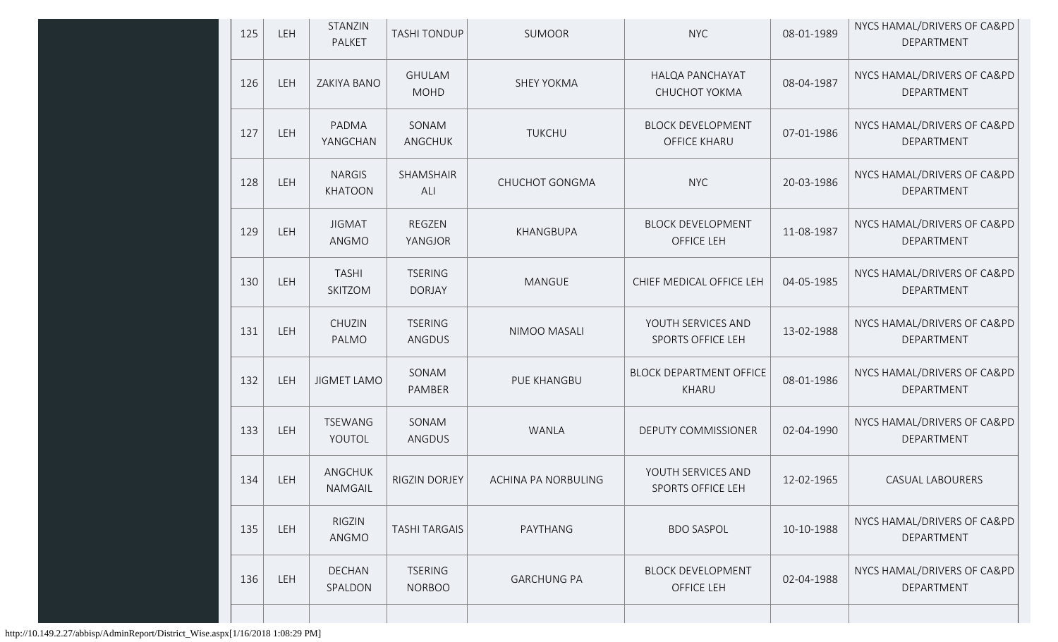| 125 | LEH | STANZIN PALKET | TASHI TONDUP | SUMOOR | NYC | 08-01-1989 | NYCS HAMAL/DRIVERS OF CA&PD DEPARTMENT |
|---|---|---|---|---|---|---|---|
| 126 | LEH | ZAKIYA BANO | GHULAM MOHD | SHEY YOKMA | HALQA PANCHAYAT CHUCHOT YOKMA | 08-04-1987 | NYCS HAMAL/DRIVERS OF CA&PD DEPARTMENT |
| 127 | LEH | PADMA YANGCHAN | SONAM ANGCHUK | TUKCHU | BLOCK DEVELOPMENT OFFICE KHARU | 07-01-1986 | NYCS HAMAL/DRIVERS OF CA&PD DEPARTMENT |
| 128 | LEH | NARGIS KHATOON | SHAMSHAIR ALI | CHUCHOT GONGMA | NYC | 20-03-1986 | NYCS HAMAL/DRIVERS OF CA&PD DEPARTMENT |
| 129 | LEH | JIGMAT ANGMO | REGZEN YANGJOR | KHANGBUPA | BLOCK DEVELOPMENT OFFICE LEH | 11-08-1987 | NYCS HAMAL/DRIVERS OF CA&PD DEPARTMENT |
| 130 | LEH | TASHI SKITZOM | TSERING DORJAY | MANGUE | CHIEF MEDICAL OFFICE LEH | 04-05-1985 | NYCS HAMAL/DRIVERS OF CA&PD DEPARTMENT |
| 131 | LEH | CHUZIN PALMO | TSERING ANGDUS | NIMOO MASALI | YOUTH SERVICES AND SPORTS OFFICE LEH | 13-02-1988 | NYCS HAMAL/DRIVERS OF CA&PD DEPARTMENT |
| 132 | LEH | JIGMET LAMO | SONAM PAMBER | PUE KHANGBU | BLOCK DEPARTMENT OFFICE KHARU | 08-01-1986 | NYCS HAMAL/DRIVERS OF CA&PD DEPARTMENT |
| 133 | LEH | TSEWANG YOUTOL | SONAM ANGDUS | WANLA | DEPUTY COMMISSIONER | 02-04-1990 | NYCS HAMAL/DRIVERS OF CA&PD DEPARTMENT |
| 134 | LEH | ANGCHUK NAMGAIL | RIGZIN DORJEY | ACHINA PA NORBULING | YOUTH SERVICES AND SPORTS OFFICE LEH | 12-02-1965 | CASUAL LABOURERS |
| 135 | LEH | RIGZIN ANGMO | TASHI TARGAIS | PAYTHANG | BDO SASPOL | 10-10-1988 | NYCS HAMAL/DRIVERS OF CA&PD DEPARTMENT |
| 136 | LEH | DECHAN SPALDON | TSERING NORBOO | GARCHUNG PA | BLOCK DEVELOPMENT OFFICE LEH | 02-04-1988 | NYCS HAMAL/DRIVERS OF CA&PD DEPARTMENT |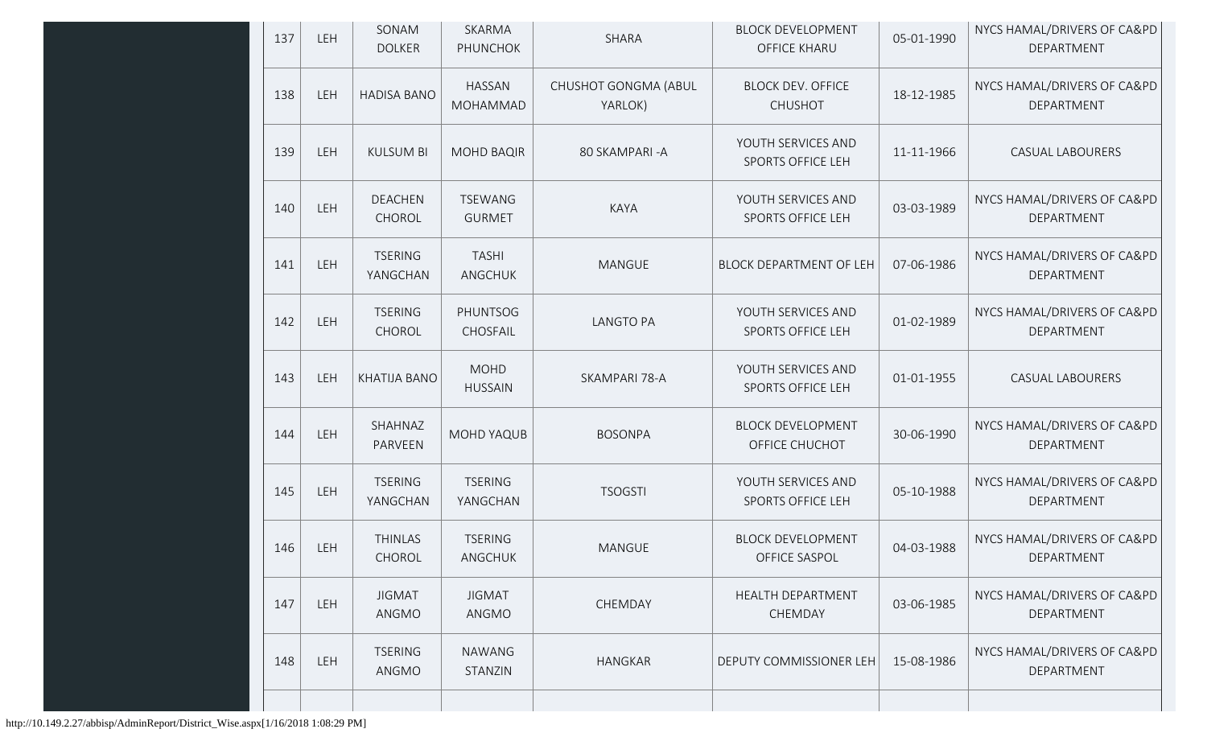| 137 | LEH | SONAM DOLKER | SKARMA PHUNCHOK | SHARA | BLOCK DEVELOPMENT OFFICE KHARU | 05-01-1990 | NYCS HAMAL/DRIVERS OF CA&PD DEPARTMENT |
|---|---|---|---|---|---|---|---|
| 138 | LEH | HADISA BANO | HASSAN MOHAMMAD | CHUSHOT GONGMA (ABUL YARLOK) | BLOCK DEV. OFFICE CHUSHOT | 18-12-1985 | NYCS HAMAL/DRIVERS OF CA&PD DEPARTMENT |
| 139 | LEH | KULSUM BI | MOHD BAQIR | 80 SKAMPARI -A | YOUTH SERVICES AND SPORTS OFFICE LEH | 11-11-1966 | CASUAL LABOURERS |
| 140 | LEH | DEACHEN CHOROL | TSEWANG GURMET | KAYA | YOUTH SERVICES AND SPORTS OFFICE LEH | 03-03-1989 | NYCS HAMAL/DRIVERS OF CA&PD DEPARTMENT |
| 141 | LEH | TSERING YANGCHAN | TASHI ANGCHUK | MANGUE | BLOCK DEPARTMENT OF LEH | 07-06-1986 | NYCS HAMAL/DRIVERS OF CA&PD DEPARTMENT |
| 142 | LEH | TSERING CHOROL | PHUNTSOG CHOSFAIL | LANGTO PA | YOUTH SERVICES AND SPORTS OFFICE LEH | 01-02-1989 | NYCS HAMAL/DRIVERS OF CA&PD DEPARTMENT |
| 143 | LEH | KHATIJA BANO | MOHD HUSSAIN | SKAMPARI 78-A | YOUTH SERVICES AND SPORTS OFFICE LEH | 01-01-1955 | CASUAL LABOURERS |
| 144 | LEH | SHAHNAZ PARVEEN | MOHD YAQUB | BOSONPA | BLOCK DEVELOPMENT OFFICE CHUCHOT | 30-06-1990 | NYCS HAMAL/DRIVERS OF CA&PD DEPARTMENT |
| 145 | LEH | TSERING YANGCHAN | TSERING YANGCHAN | TSOGSTI | YOUTH SERVICES AND SPORTS OFFICE LEH | 05-10-1988 | NYCS HAMAL/DRIVERS OF CA&PD DEPARTMENT |
| 146 | LEH | THINLAS CHOROL | TSERING ANGCHUK | MANGUE | BLOCK DEVELOPMENT OFFICE SASPOL | 04-03-1988 | NYCS HAMAL/DRIVERS OF CA&PD DEPARTMENT |
| 147 | LEH | JIGMAT ANGMO | JIGMAT ANGMO | CHEMDAY | HEALTH DEPARTMENT CHEMDAY | 03-06-1985 | NYCS HAMAL/DRIVERS OF CA&PD DEPARTMENT |
| 148 | LEH | TSERING ANGMO | NAWANG STANZIN | HANGKAR | DEPUTY COMMISSIONER LEH | 15-08-1986 | NYCS HAMAL/DRIVERS OF CA&PD DEPARTMENT |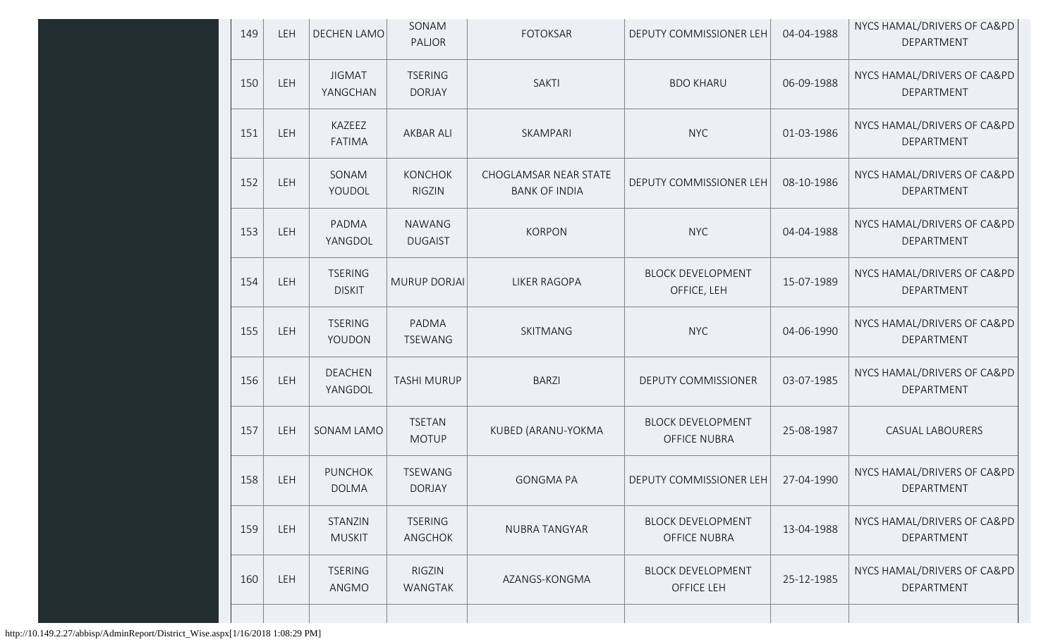| 149 | LEH | DECHEN LAMO | SONAM PALJOR | FOTOKSAR | DEPUTY COMMISSIONER LEH | 04-04-1988 | NYCS HAMAL/DRIVERS OF CA&PD DEPARTMENT |
|---|---|---|---|---|---|---|---|
| 150 | LEH | JIGMAT YANGCHAN | TSERING DORJAY | SAKTI | BDO KHARU | 06-09-1988 | NYCS HAMAL/DRIVERS OF CA&PD DEPARTMENT |
| 151 | LEH | KAZEEZ FATIMA | AKBAR ALI | SKAMPARI | NYC | 01-03-1986 | NYCS HAMAL/DRIVERS OF CA&PD DEPARTMENT |
| 152 | LEH | SONAM YOUDOL | KONCHOK RIGZIN | CHOGLAMSAR NEAR STATE BANK OF INDIA | DEPUTY COMMISSIONER LEH | 08-10-1986 | NYCS HAMAL/DRIVERS OF CA&PD DEPARTMENT |
| 153 | LEH | PADMA YANGDOL | NAWANG DUGAIST | KORPON | NYC | 04-04-1988 | NYCS HAMAL/DRIVERS OF CA&PD DEPARTMENT |
| 154 | LEH | TSERING DISKIT | MURUP DORJAI | LIKER RAGOPA | BLOCK DEVELOPMENT OFFICE, LEH | 15-07-1989 | NYCS HAMAL/DRIVERS OF CA&PD DEPARTMENT |
| 155 | LEH | TSERING YOUDON | PADMA TSEWANG | SKITMANG | NYC | 04-06-1990 | NYCS HAMAL/DRIVERS OF CA&PD DEPARTMENT |
| 156 | LEH | DEACHEN YANGDOL | TASHI MURUP | BARZI | DEPUTY COMMISSIONER | 03-07-1985 | NYCS HAMAL/DRIVERS OF CA&PD DEPARTMENT |
| 157 | LEH | SONAM LAMO | TSETAN MOTUP | KUBED (ARANU-YOKMA | BLOCK DEVELOPMENT OFFICE NUBRA | 25-08-1987 | CASUAL LABOURERS |
| 158 | LEH | PUNCHOK DOLMA | TSEWANG DORJAY | GONGMA PA | DEPUTY COMMISSIONER LEH | 27-04-1990 | NYCS HAMAL/DRIVERS OF CA&PD DEPARTMENT |
| 159 | LEH | STANZIN MUSKIT | TSERING ANGCHOK | NUBRA TANGYAR | BLOCK DEVELOPMENT OFFICE NUBRA | 13-04-1988 | NYCS HAMAL/DRIVERS OF CA&PD DEPARTMENT |
| 160 | LEH | TSERING ANGMO | RIGZIN WANGTAK | AZANGS-KONGMA | BLOCK DEVELOPMENT OFFICE LEH | 25-12-1985 | NYCS HAMAL/DRIVERS OF CA&PD DEPARTMENT |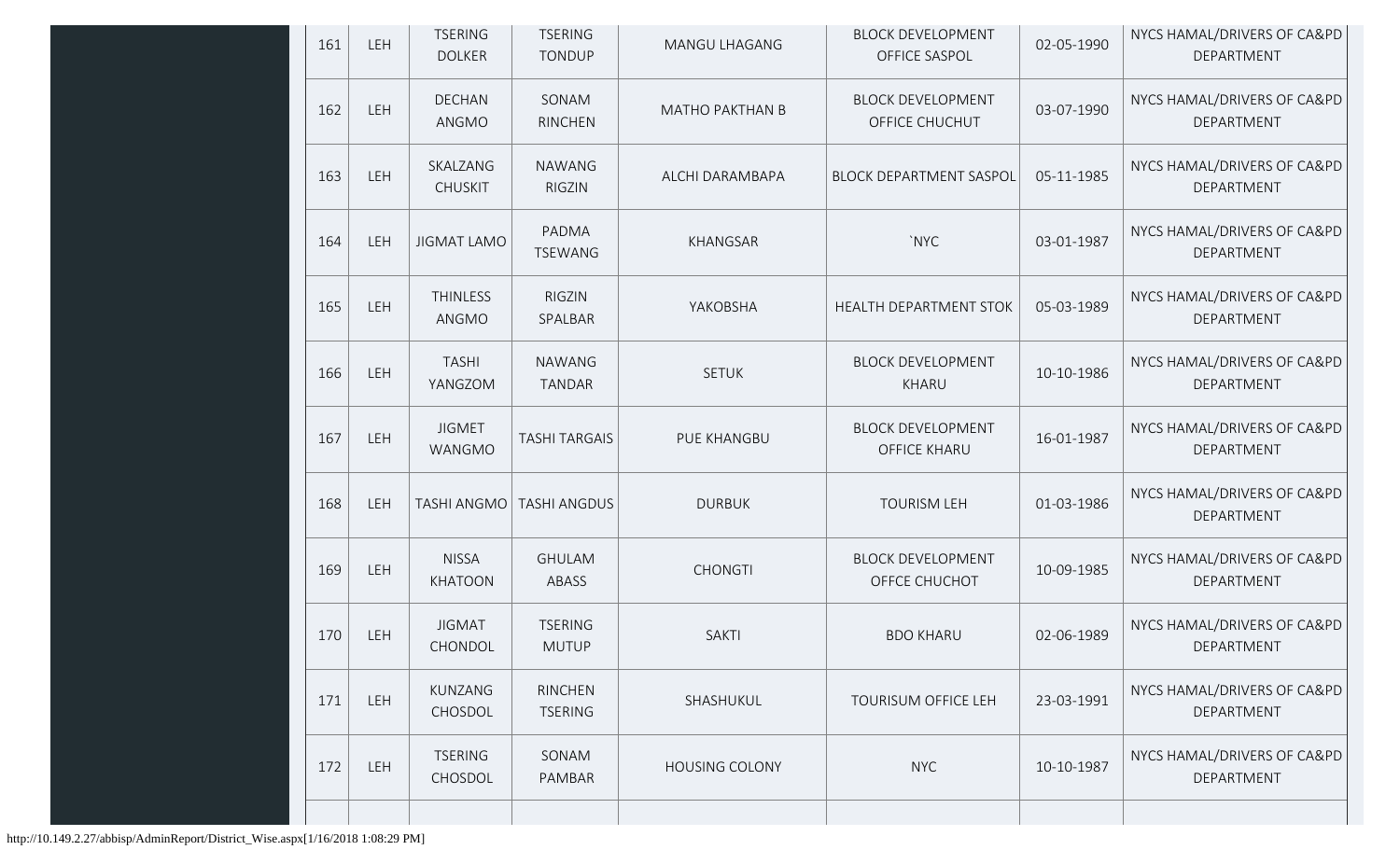| 161 | LEH | TSERING DOLKER | TSERING TONDUP | MANGU LHAGANG | BLOCK DEVELOPMENT OFFICE SASPOL | 02-05-1990 | NYCS HAMAL/DRIVERS OF CA&PD DEPARTMENT |
|---|---|---|---|---|---|---|---|
| 162 | LEH | DECHAN ANGMO | SONAM RINCHEN | MATHO PAKTHAN B | BLOCK DEVELOPMENT OFFICE CHUCHUT | 03-07-1990 | NYCS HAMAL/DRIVERS OF CA&PD DEPARTMENT |
| 163 | LEH | SKALZANG CHUSKIT | NAWANG RIGZIN | ALCHI DARAMBAPA | BLOCK DEPARTMENT SASPOL | 05-11-1985 | NYCS HAMAL/DRIVERS OF CA&PD DEPARTMENT |
| 164 | LEH | JIGMAT LAMO | PADMA TSEWANG | KHANGSAR | `NYC | 03-01-1987 | NYCS HAMAL/DRIVERS OF CA&PD DEPARTMENT |
| 165 | LEH | THINLESS ANGMO | RIGZIN SPALBAR | YAKOBSHA | HEALTH DEPARTMENT STOK | 05-03-1989 | NYCS HAMAL/DRIVERS OF CA&PD DEPARTMENT |
| 166 | LEH | TASHI YANGZOM | NAWANG TANDAR | SETUK | BLOCK DEVELOPMENT KHARU | 10-10-1986 | NYCS HAMAL/DRIVERS OF CA&PD DEPARTMENT |
| 167 | LEH | JIGMET WANGMO | TASHI TARGAIS | PUE KHANGBU | BLOCK DEVELOPMENT OFFICE KHARU | 16-01-1987 | NYCS HAMAL/DRIVERS OF CA&PD DEPARTMENT |
| 168 | LEH | TASHI ANGMO | TASHI ANGDUS | DURBUK | TOURISM LEH | 01-03-1986 | NYCS HAMAL/DRIVERS OF CA&PD DEPARTMENT |
| 169 | LEH | NISSA KHATOON | GHULAM ABASS | CHONGTI | BLOCK DEVELOPMENT OFFCE CHUCHOT | 10-09-1985 | NYCS HAMAL/DRIVERS OF CA&PD DEPARTMENT |
| 170 | LEH | JIGMAT CHONDOL | TSERING MUTUP | SAKTI | BDO KHARU | 02-06-1989 | NYCS HAMAL/DRIVERS OF CA&PD DEPARTMENT |
| 171 | LEH | KUNZANG CHOSDOL | RINCHEN TSERING | SHASHUKUL | TOURISUM OFFICE LEH | 23-03-1991 | NYCS HAMAL/DRIVERS OF CA&PD DEPARTMENT |
| 172 | LEH | TSERING CHOSDOL | SONAM PAMBAR | HOUSING COLONY | NYC | 10-10-1987 | NYCS HAMAL/DRIVERS OF CA&PD DEPARTMENT |

http://10.149.2.27/abbisp/AdminReport/District_Wise.aspx[1/16/2018 1:08:29 PM]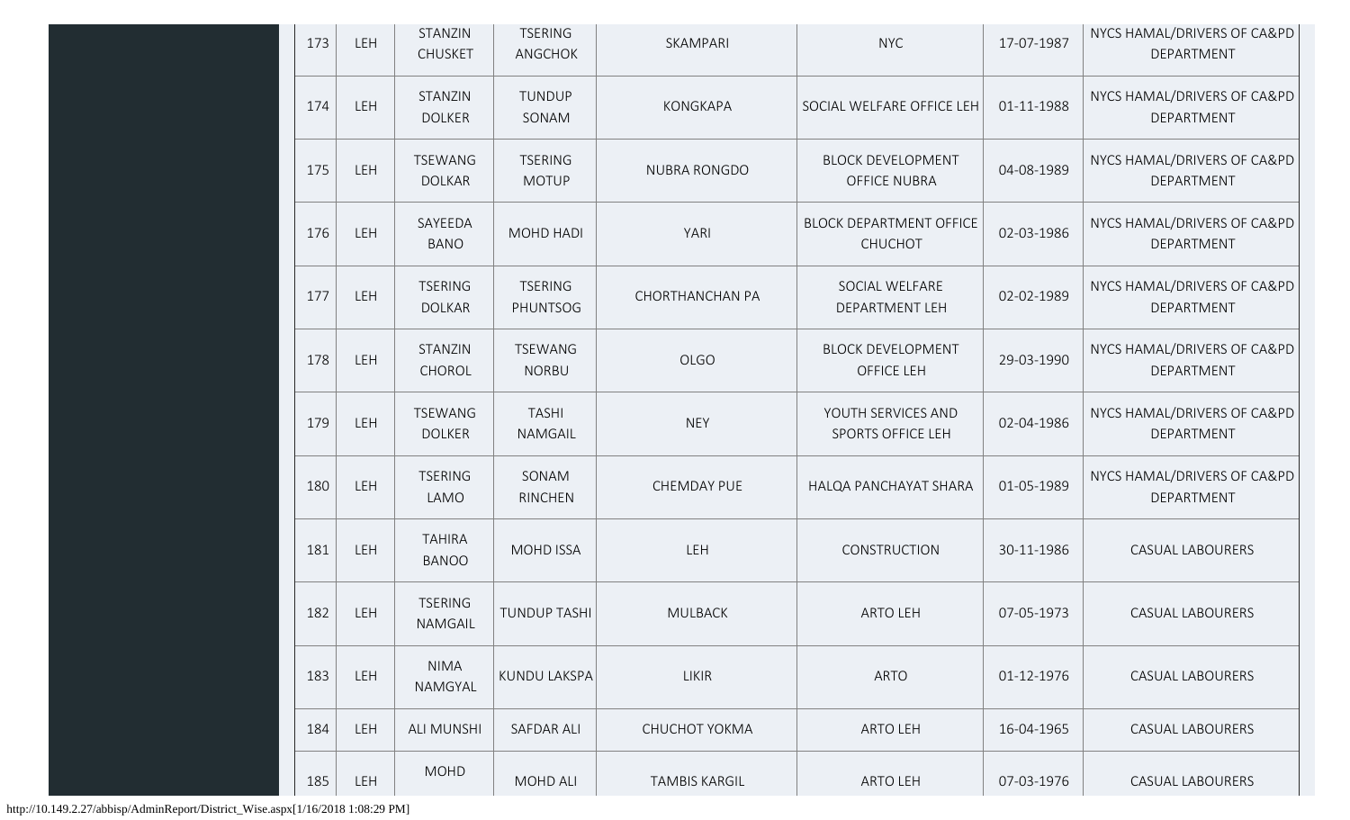| 173 | LEH | STANZIN CHUSKET | TSERING ANGCHOK | SKAMPARI | NYC | 17-07-1987 | NYCS HAMAL/DRIVERS OF CA&PD DEPARTMENT |
|---|---|---|---|---|---|---|---|
| 174 | LEH | STANZIN DOLKER | TUNDUP SONAM | KONGKAPA | SOCIAL WELFARE OFFICE LEH | 01-11-1988 | NYCS HAMAL/DRIVERS OF CA&PD DEPARTMENT |
| 175 | LEH | TSEWANG DOLKAR | TSERING MOTUP | NUBRA RONGDO | BLOCK DEVELOPMENT OFFICE NUBRA | 04-08-1989 | NYCS HAMAL/DRIVERS OF CA&PD DEPARTMENT |
| 176 | LEH | SAYEEDA BANO | MOHD HADI | YARI | BLOCK DEPARTMENT OFFICE CHUCHOT | 02-03-1986 | NYCS HAMAL/DRIVERS OF CA&PD DEPARTMENT |
| 177 | LEH | TSERING DOLKAR | TSERING PHUNTSOG | CHORTHANCHAN PA | SOCIAL WELFARE DEPARTMENT LEH | 02-02-1989 | NYCS HAMAL/DRIVERS OF CA&PD DEPARTMENT |
| 178 | LEH | STANZIN CHOROL | TSEWANG NORBU | OLGO | BLOCK DEVELOPMENT OFFICE LEH | 29-03-1990 | NYCS HAMAL/DRIVERS OF CA&PD DEPARTMENT |
| 179 | LEH | TSEWANG DOLKER | TASHI NAMGAIL | NEY | YOUTH SERVICES AND SPORTS OFFICE LEH | 02-04-1986 | NYCS HAMAL/DRIVERS OF CA&PD DEPARTMENT |
| 180 | LEH | TSERING LAMO | SONAM RINCHEN | CHEMDAY PUE | HALQA PANCHAYAT SHARA | 01-05-1989 | NYCS HAMAL/DRIVERS OF CA&PD DEPARTMENT |
| 181 | LEH | TAHIRA BANOO | MOHD ISSA | LEH | CONSTRUCTION | 30-11-1986 | CASUAL LABOURERS |
| 182 | LEH | TSERING NAMGAIL | TUNDUP TASHI | MULBACK | ARTO LEH | 07-05-1973 | CASUAL LABOURERS |
| 183 | LEH | NIMA NAMGYAL | KUNDU LAKSPA | LIKIR | ARTO | 01-12-1976 | CASUAL LABOURERS |
| 184 | LEH | ALI MUNSHI | SAFDAR ALI | CHUCHOT YOKMA | ARTO LEH | 16-04-1965 | CASUAL LABOURERS |
| 185 | LEH | MOHD | MOHD ALI | TAMBIS KARGIL | ARTO LEH | 07-03-1976 | CASUAL LABOURERS |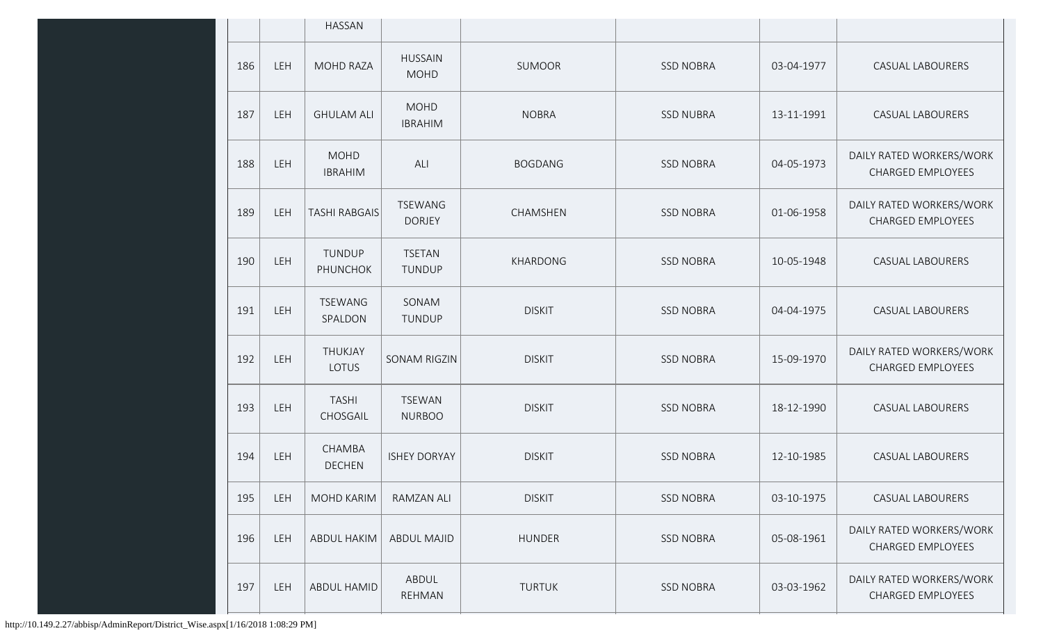| | | HASSAN | | | | | |
|---|---|---|---|---|---|---|---|
| 186 | LEH | MOHD RAZA | HUSSAIN MOHD | SUMOOR | SSD NOBRA | 03-04-1977 | CASUAL LABOURERS |
| 187 | LEH | GHULAM ALI | MOHD IBRAHIM | NOBRA | SSD NUBRA | 13-11-1991 | CASUAL LABOURERS |
| 188 | LEH | MOHD IBRAHIM | ALI | BOGDANG | SSD NOBRA | 04-05-1973 | DAILY RATED WORKERS/WORK CHARGED EMPLOYEES |
| 189 | LEH | TASHI RABGAIS | TSEWANG DORJEY | CHAMSHEN | SSD NOBRA | 01-06-1958 | DAILY RATED WORKERS/WORK CHARGED EMPLOYEES |
| 190 | LEH | TUNDUP PHUNCHOK | TSETAN TUNDUP | KHARDONG | SSD NOBRA | 10-05-1948 | CASUAL LABOURERS |
| 191 | LEH | TSEWANG SPALDON | SONAM TUNDUP | DISKIT | SSD NOBRA | 04-04-1975 | CASUAL LABOURERS |
| 192 | LEH | THUKJAY LOTUS | SONAM RIGZIN | DISKIT | SSD NOBRA | 15-09-1970 | DAILY RATED WORKERS/WORK CHARGED EMPLOYEES |
| 193 | LEH | TASHI CHOSGAIL | TSEWAN NURBOO | DISKIT | SSD NOBRA | 18-12-1990 | CASUAL LABOURERS |
| 194 | LEH | CHAMBA DECHEN | ISHEY DORYAY | DISKIT | SSD NOBRA | 12-10-1985 | CASUAL LABOURERS |
| 195 | LEH | MOHD KARIM | RAMZAN ALI | DISKIT | SSD NOBRA | 03-10-1975 | CASUAL LABOURERS |
| 196 | LEH | ABDUL HAKIM | ABDUL MAJID | HUNDER | SSD NOBRA | 05-08-1961 | DAILY RATED WORKERS/WORK CHARGED EMPLOYEES |
| 197 | LEH | ABDUL HAMID | ABDUL REHMAN | TURTUK | SSD NOBRA | 03-03-1962 | DAILY RATED WORKERS/WORK CHARGED EMPLOYEES |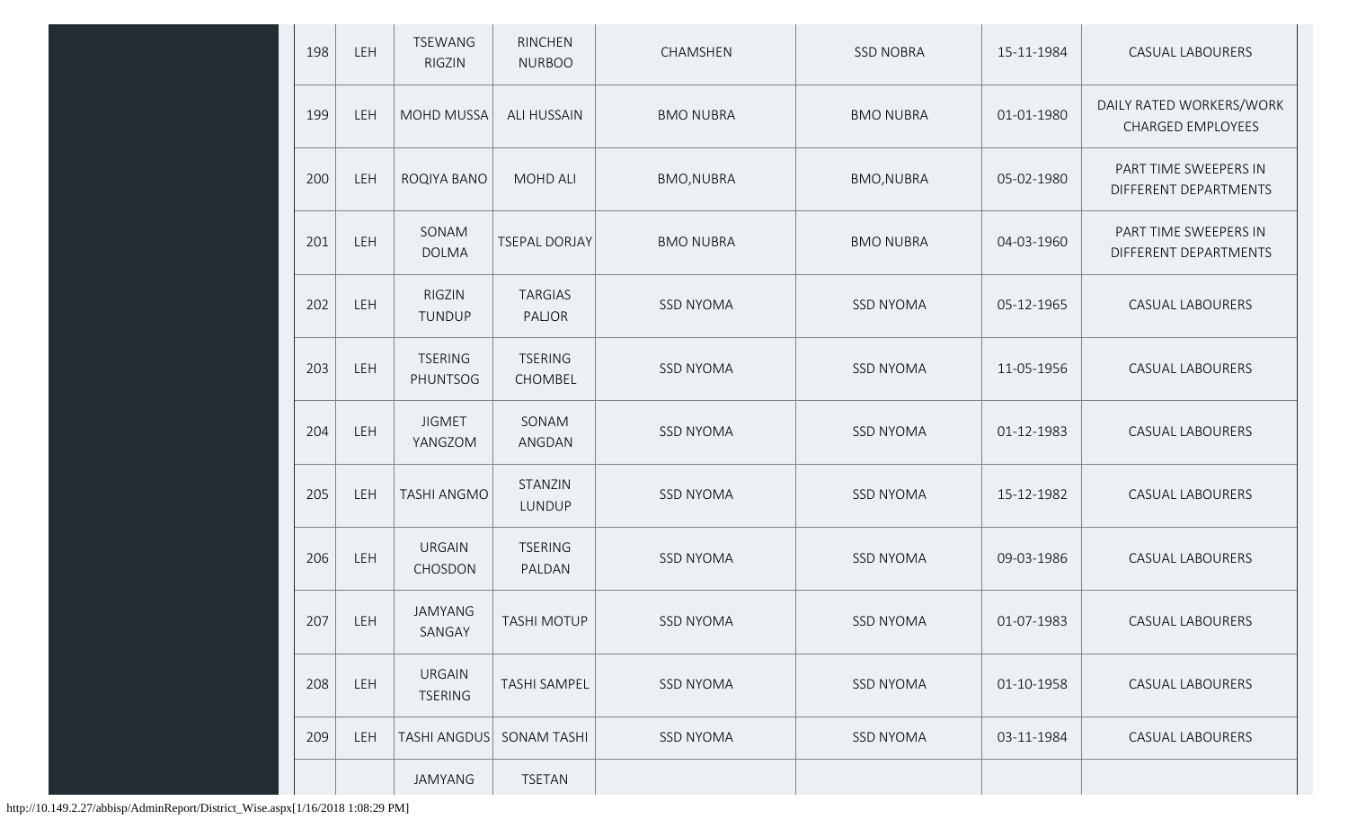| 198 | LEH | TSEWANG RIGZIN | RINCHEN NURBOO | CHAMSHEN | SSD NOBRA | 15-11-1984 | CASUAL LABOURERS |
|---|---|---|---|---|---|---|---|
| 199 | LEH | MOHD MUSSA | ALI HUSSAIN | BMO NUBRA | BMO NUBRA | 01-01-1980 | DAILY RATED WORKERS/WORK CHARGED EMPLOYEES |
| 200 | LEH | ROQIYA BANO | MOHD ALI | BMO,NUBRA | BMO,NUBRA | 05-02-1980 | PART TIME SWEEPERS IN DIFFERENT DEPARTMENTS |
| 201 | LEH | SONAM DOLMA | TSEPAL DORJAY | BMO NUBRA | BMO NUBRA | 04-03-1960 | PART TIME SWEEPERS IN DIFFERENT DEPARTMENTS |
| 202 | LEH | RIGZIN TUNDUP | TARGIAS PALJOR | SSD NYOMA | SSD NYOMA | 05-12-1965 | CASUAL LABOURERS |
| 203 | LEH | TSERING PHUNTSOG | TSERING CHOMBEL | SSD NYOMA | SSD NYOMA | 11-05-1956 | CASUAL LABOURERS |
| 204 | LEH | JIGMET YANGZOM | SONAM ANGDAN | SSD NYOMA | SSD NYOMA | 01-12-1983 | CASUAL LABOURERS |
| 205 | LEH | TASHI ANGMO | STANZIN LUNDUP | SSD NYOMA | SSD NYOMA | 15-12-1982 | CASUAL LABOURERS |
| 206 | LEH | URGAIN CHOSDON | TSERING PALDAN | SSD NYOMA | SSD NYOMA | 09-03-1986 | CASUAL LABOURERS |
| 207 | LEH | JAMYANG SANGAY | TASHI MOTUP | SSD NYOMA | SSD NYOMA | 01-07-1983 | CASUAL LABOURERS |
| 208 | LEH | URGAIN TSERING | TASHI SAMPEL | SSD NYOMA | SSD NYOMA | 01-10-1958 | CASUAL LABOURERS |
| 209 | LEH | TASHI ANGDUS | SONAM TASHI | SSD NYOMA | SSD NYOMA | 03-11-1984 | CASUAL LABOURERS |
| | | JAMYANG | TSETAN | | | | |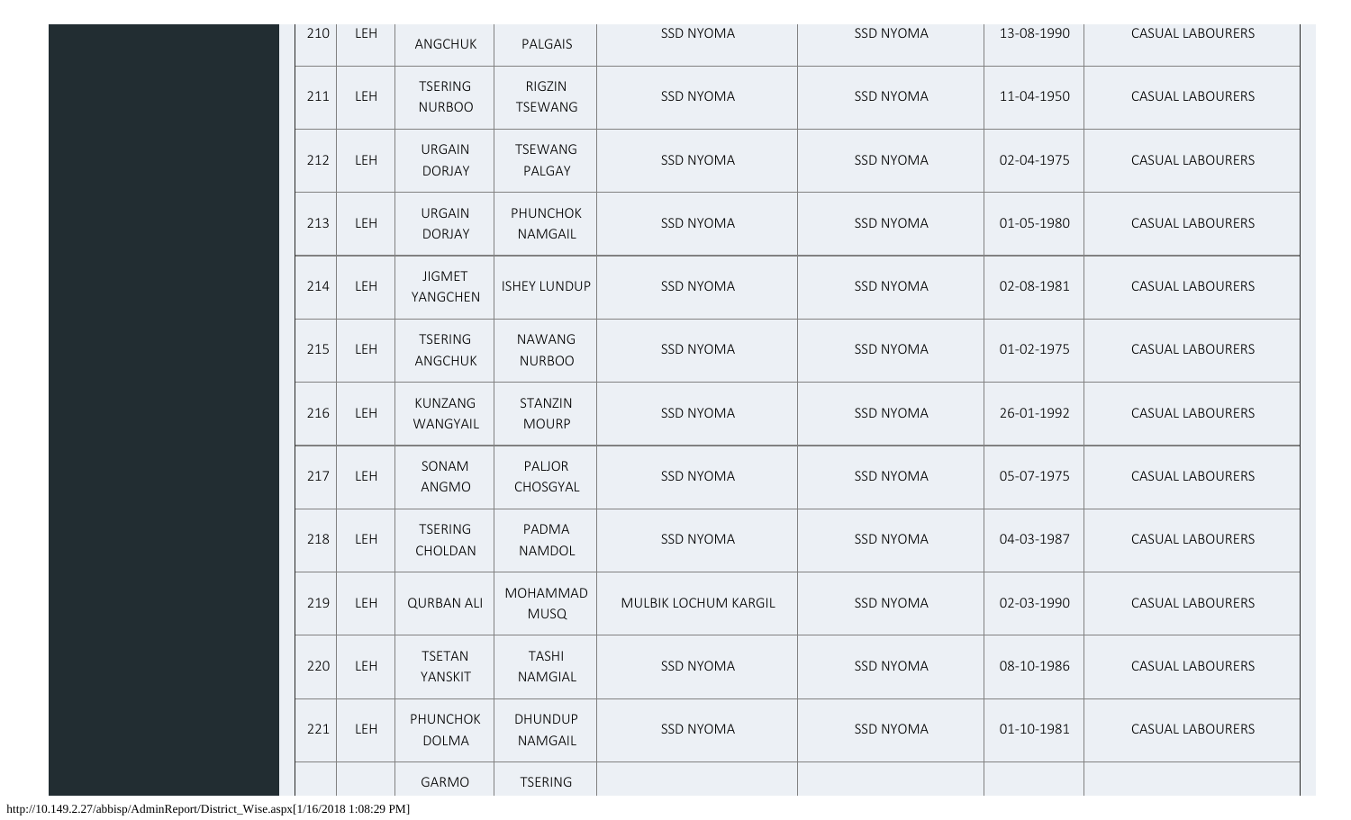| 210 | LEH | ANGCHUK | PALGAIS | SSD NYOMA | SSD NYOMA | 13-08-1990 | CASUAL LABOURERS |
|---|---|---|---|---|---|---|---|
| 211 | LEH | TSERING NURBOO | RIGZIN TSEWANG | SSD NYOMA | SSD NYOMA | 11-04-1950 | CASUAL LABOURERS |
| 212 | LEH | URGAIN DORJAY | TSEWANG PALGAY | SSD NYOMA | SSD NYOMA | 02-04-1975 | CASUAL LABOURERS |
| 213 | LEH | URGAIN DORJAY | PHUNCHOK NAMGAIL | SSD NYOMA | SSD NYOMA | 01-05-1980 | CASUAL LABOURERS |
| 214 | LEH | JIGMET YANGCHEN | ISHEY LUNDUP | SSD NYOMA | SSD NYOMA | 02-08-1981 | CASUAL LABOURERS |
| 215 | LEH | TSERING ANGCHUK | NAWANG NURBOO | SSD NYOMA | SSD NYOMA | 01-02-1975 | CASUAL LABOURERS |
| 216 | LEH | KUNZANG WANGYAIL | STANZIN MOURP | SSD NYOMA | SSD NYOMA | 26-01-1992 | CASUAL LABOURERS |
| 217 | LEH | SONAM ANGMO | PALJOR CHOSGYAL | SSD NYOMA | SSD NYOMA | 05-07-1975 | CASUAL LABOURERS |
| 218 | LEH | TSERING CHOLDAN | PADMA NAMDOL | SSD NYOMA | SSD NYOMA | 04-03-1987 | CASUAL LABOURERS |
| 219 | LEH | QURBAN ALI | MOHAMMAD MUSQ | MULBIK LOCHUM KARGIL | SSD NYOMA | 02-03-1990 | CASUAL LABOURERS |
| 220 | LEH | TSETAN YANSKIT | TASHI NAMGIAL | SSD NYOMA | SSD NYOMA | 08-10-1986 | CASUAL LABOURERS |
| 221 | LEH | PHUNCHOK DOLMA | DHUNDUP NAMGAIL | SSD NYOMA | SSD NYOMA | 01-10-1981 | CASUAL LABOURERS |
| | | GARMO | TSERING | | | | |

http://10.149.2.27/abbisp/AdminReport/District_Wise.aspx[1/16/2018 1:08:29 PM]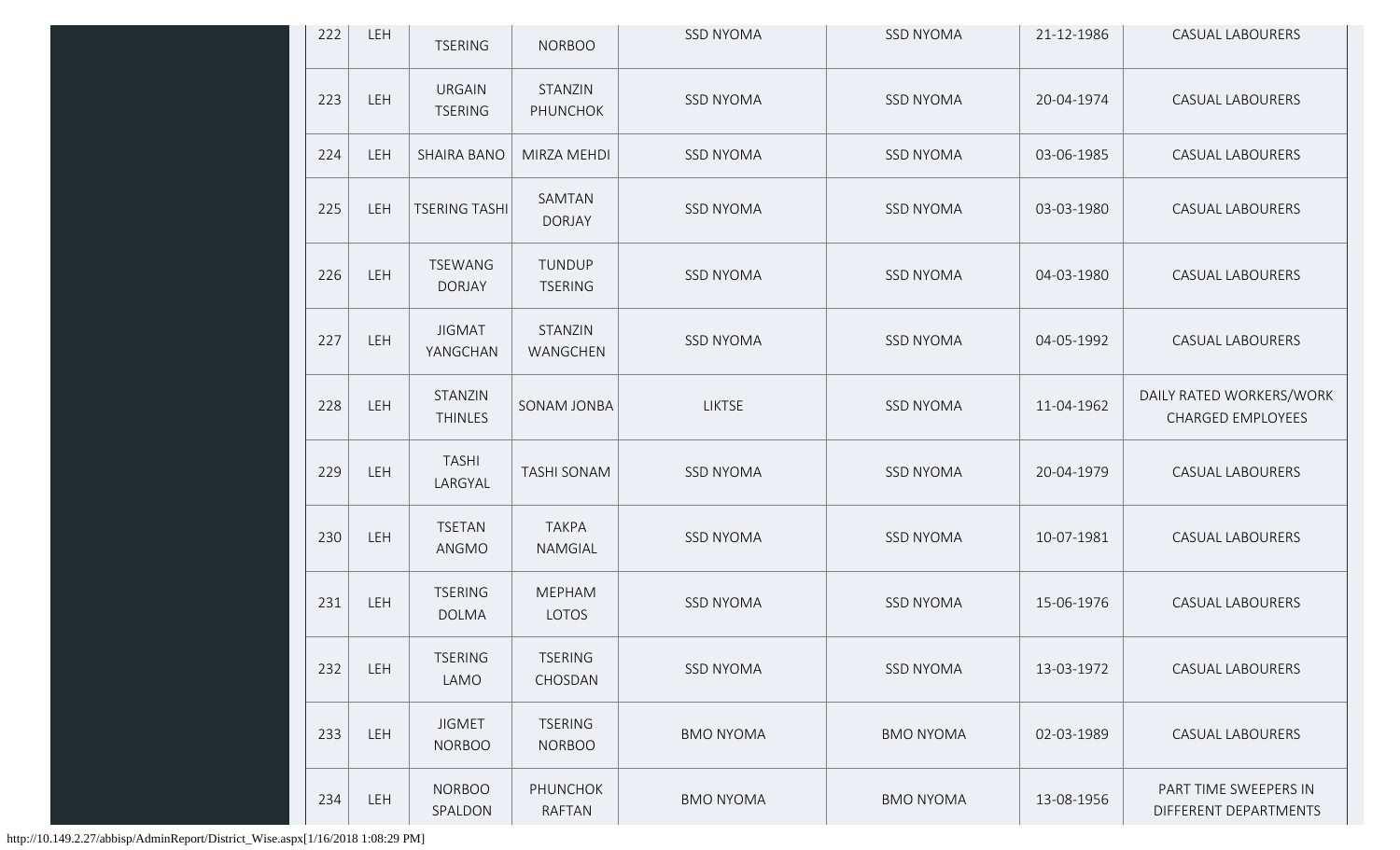| 222 | LEH | TSERING | NORBOO | SSD NYOMA | SSD NYOMA | 21-12-1986 | CASUAL LABOURERS |
|---|---|---|---|---|---|---|---|
| 223 | LEH | URGAIN TSERING | STANZIN PHUNCHOK | SSD NYOMA | SSD NYOMA | 20-04-1974 | CASUAL LABOURERS |
| 224 | LEH | SHAIRA BANO | MIRZA MEHDI | SSD NYOMA | SSD NYOMA | 03-06-1985 | CASUAL LABOURERS |
| 225 | LEH | TSERING TASHI | SAMTAN DORJAY | SSD NYOMA | SSD NYOMA | 03-03-1980 | CASUAL LABOURERS |
| 226 | LEH | TSEWANG DORJAY | TUNDUP TSERING | SSD NYOMA | SSD NYOMA | 04-03-1980 | CASUAL LABOURERS |
| 227 | LEH | JIGMAT YANGCHAN | STANZIN WANGCHEN | SSD NYOMA | SSD NYOMA | 04-05-1992 | CASUAL LABOURERS |
| 228 | LEH | STANZIN THINLES | SONAM JONBA | LIKTSE | SSD NYOMA | 11-04-1962 | DAILY RATED WORKERS/WORK CHARGED EMPLOYEES |
| 229 | LEH | TASHI LARGYAL | TASHI SONAM | SSD NYOMA | SSD NYOMA | 20-04-1979 | CASUAL LABOURERS |
| 230 | LEH | TSETAN ANGMO | TAKPA NAMGIAL | SSD NYOMA | SSD NYOMA | 10-07-1981 | CASUAL LABOURERS |
| 231 | LEH | TSERING DOLMA | MEPHAM LOTOS | SSD NYOMA | SSD NYOMA | 15-06-1976 | CASUAL LABOURERS |
| 232 | LEH | TSERING LAMO | TSERING CHOSDAN | SSD NYOMA | SSD NYOMA | 13-03-1972 | CASUAL LABOURERS |
| 233 | LEH | JIGMET NORBOO | TSERING NORBOO | BMO NYOMA | BMO NYOMA | 02-03-1989 | CASUAL LABOURERS |
| 234 | LEH | NORBOO SPALDON | PHUNCHOK RAFTAN | BMO NYOMA | BMO NYOMA | 13-08-1956 | PART TIME SWEEPERS IN DIFFERENT DEPARTMENTS |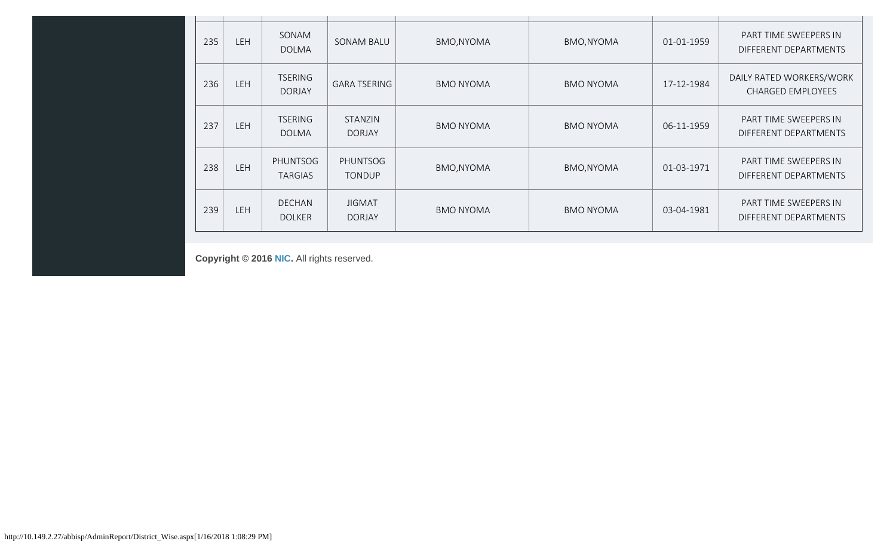| | | | | | | | |
|---|---|---|---|---|---|---|---|
| 235 | LEH | SONAM DOLMA | SONAM BALU | BMO,NYOMA | BMO,NYOMA | 01-01-1959 | PART TIME SWEEPERS IN DIFFERENT DEPARTMENTS |
| 236 | LEH | TSERING DORJAY | GARA TSERING | BMO NYOMA | BMO NYOMA | 17-12-1984 | DAILY RATED WORKERS/WORK CHARGED EMPLOYEES |
| 237 | LEH | TSERING DOLMA | STANZIN DORJAY | BMO NYOMA | BMO NYOMA | 06-11-1959 | PART TIME SWEEPERS IN DIFFERENT DEPARTMENTS |
| 238 | LEH | PHUNTSOG TARGIAS | PHUNTSOG TONDUP | BMO,NYOMA | BMO,NYOMA | 01-03-1971 | PART TIME SWEEPERS IN DIFFERENT DEPARTMENTS |
| 239 | LEH | DECHAN DOLKER | JIGMAT DORJAY | BMO NYOMA | BMO NYOMA | 03-04-1981 | PART TIME SWEEPERS IN DIFFERENT DEPARTMENTS |

**Copyright © 2016 NIC.** All rights reserved.